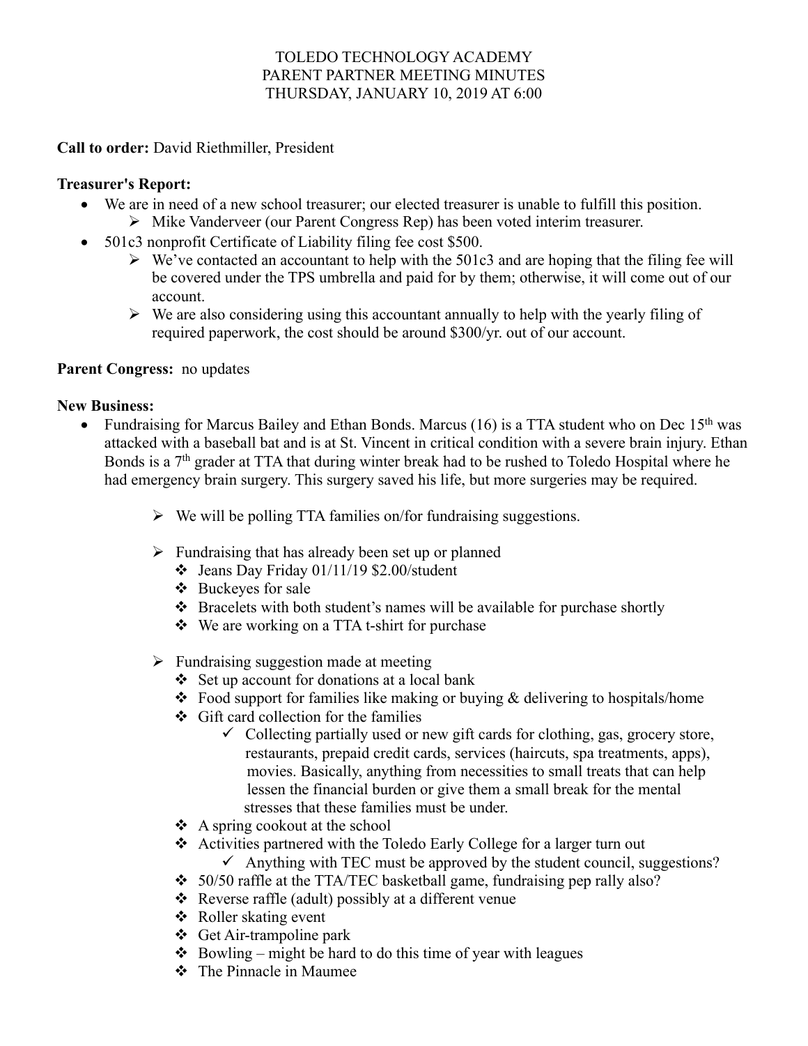TOLEDO TECHNOLOGY ACADEMY
PARENT PARTNER MEETING MINUTES
THURSDAY, JANUARY 10, 2019 AT 6:00

**Call to order:** David Riethmiller, President

**Treasurer's Report:**

- We are in need of a new school treasurer; our elected treasurer is unable to fulfill this position.
  - Mike Vanderveer (our Parent Congress Rep) has been voted interim treasurer.
- 501c3 nonprofit Certificate of Liability filing fee cost $500.
  - We've contacted an accountant to help with the 501c3 and are hoping that the filing fee will be covered under the TPS umbrella and paid for by them; otherwise, it will come out of our account.
  - We are also considering using this accountant annually to help with the yearly filing of required paperwork, the cost should be around $300/yr. out of our account.

**Parent Congress:** no updates

**New Business:**

- Fundraising for Marcus Bailey and Ethan Bonds. Marcus (16) is a TTA student who on Dec 15th was attacked with a baseball bat and is at St. Vincent in critical condition with a severe brain injury. Ethan Bonds is a 7th grader at TTA that during winter break had to be rushed to Toledo Hospital where he had emergency brain surgery. This surgery saved his life, but more surgeries may be required.

  - We will be polling TTA families on/for fundraising suggestions.

  - Fundraising that has already been set up or planned
    - Jeans Day Friday 01/11/19 $2.00/student
    - Buckeyes for sale
    - Bracelets with both student's names will be available for purchase shortly
    - We are working on a TTA t-shirt for purchase

  - Fundraising suggestion made at meeting
    - Set up account for donations at a local bank
    - Food support for families like making or buying & delivering to hospitals/home
    - Gift card collection for the families
      - ✓ Collecting partially used or new gift cards for clothing, gas, grocery store, restaurants, prepaid credit cards, services (haircuts, spa treatments, apps), movies. Basically, anything from necessities to small treats that can help lessen the financial burden or give them a small break for the mental stresses that these families must be under.
    - A spring cookout at the school
    - Activities partnered with the Toledo Early College for a larger turn out
      - ✓ Anything with TEC must be approved by the student council, suggestions?
    - 50/50 raffle at the TTA/TEC basketball game, fundraising pep rally also?
    - Reverse raffle (adult) possibly at a different venue
    - Roller skating event
    - Get Air-trampoline park
    - Bowling – might be hard to do this time of year with leagues
    - The Pinnacle in Maumee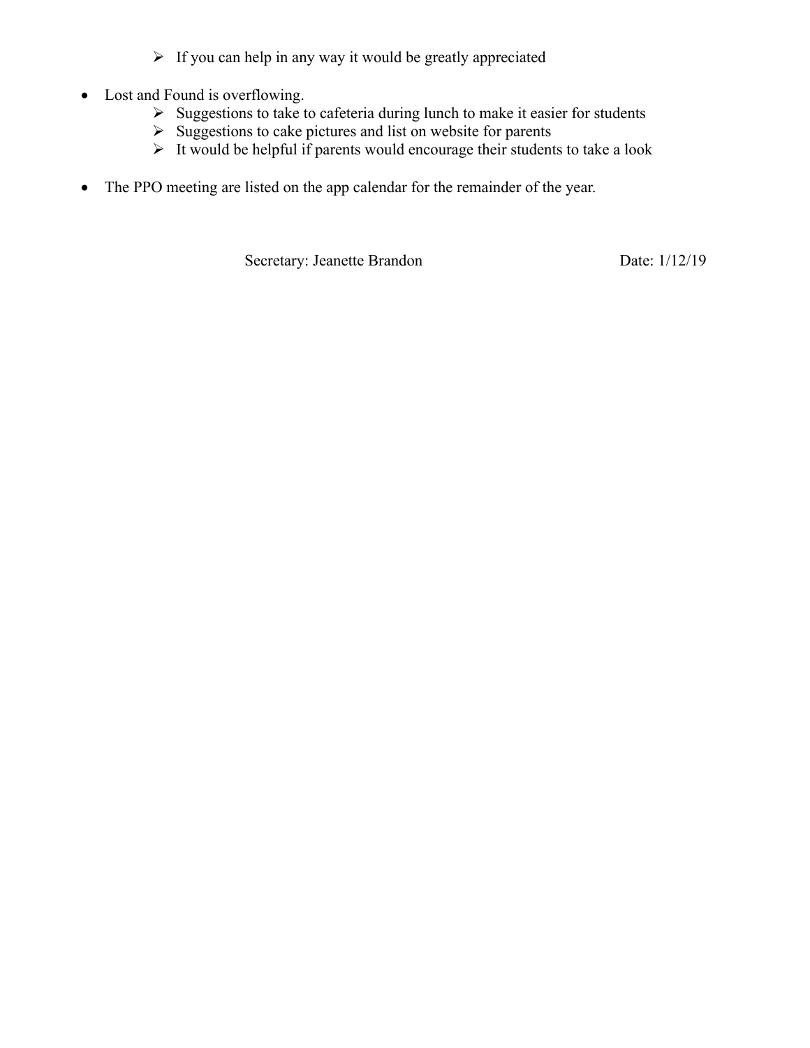- If you can help in any way it would be greatly appreciated

- Lost and Found is overflowing.
  - Suggestions to take to cafeteria during lunch to make it easier for students
  - Suggestions to cake pictures and list on website for parents
  - It would be helpful if parents would encourage their students to take a look

- The PPO meeting are listed on the app calendar for the remainder of the year.

Secretary: Jeanette Brandon Date: 1/12/19